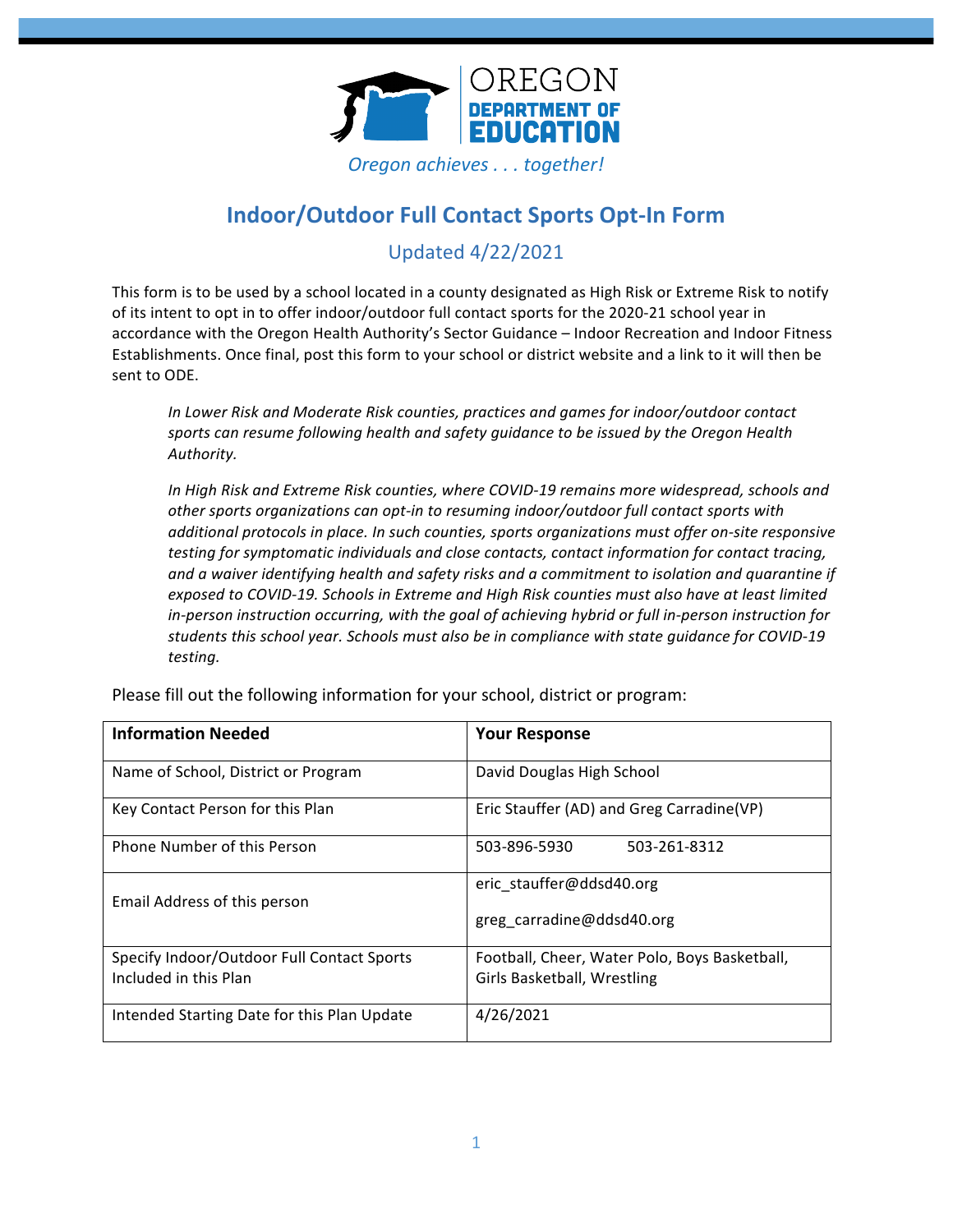OREGON
DEPARTMENT OF
EDUCATION

*Oregon achieves . . . together!*

# Indoor/Outdoor Full Contact Sports Opt-In Form

## Updated 4/22/2021

This form is to be used by a school located in a county designated as High Risk or Extreme Risk to notify of its intent to opt in to offer indoor/outdoor full contact sports for the 2020-21 school year in accordance with the Oregon Health Authority's Sector Guidance – Indoor Recreation and Indoor Fitness Establishments. Once final, post this form to your school or district website and a link to it will then be sent to ODE.

> *In Lower Risk and Moderate Risk counties, practices and games for indoor/outdoor contact sports can resume following health and safety guidance to be issued by the Oregon Health Authority.*
>
> *In High Risk and Extreme Risk counties, where COVID-19 remains more widespread, schools and other sports organizations can opt-in to resuming indoor/outdoor full contact sports with additional protocols in place. In such counties, sports organizations must offer on-site responsive testing for symptomatic individuals and close contacts, contact information for contact tracing, and a waiver identifying health and safety risks and a commitment to isolation and quarantine if exposed to COVID-19. Schools in Extreme and High Risk counties must also have at least limited in-person instruction occurring, with the goal of achieving hybrid or full in-person instruction for students this school year. Schools must also be in compliance with state guidance for COVID-19 testing.*

Please fill out the following information for your school, district or program:

| Information Needed | Your Response |
|---|---|
| Name of School, District or Program | David Douglas High School |
| Key Contact Person for this Plan | Eric Stauffer (AD) and Greg Carradine(VP) |
| Phone Number of this Person | 503-896-5930    503-261-8312 |
| Email Address of this person | eric_stauffer@ddsd40.org<br>greg_carradine@ddsd40.org |
| Specify Indoor/Outdoor Full Contact Sports Included in this Plan | Football, Cheer, Water Polo, Boys Basketball, Girls Basketball, Wrestling |
| Intended Starting Date for this Plan Update | 4/26/2021 |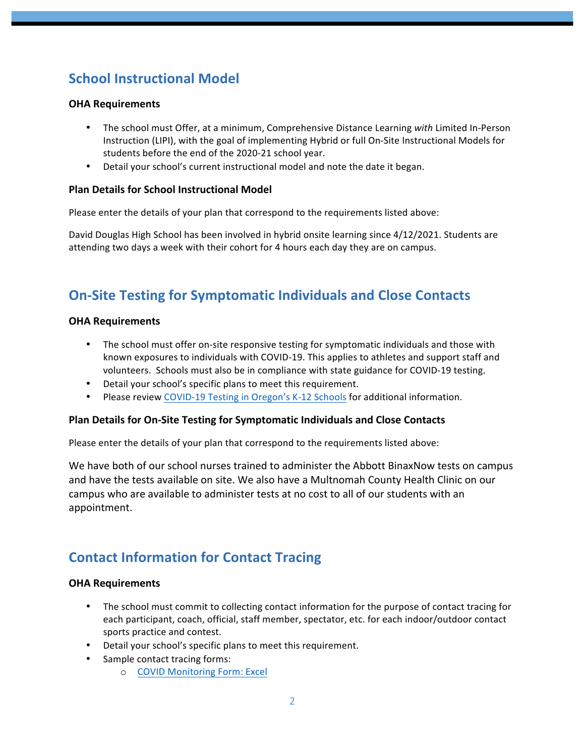## School Instructional Model

**OHA Requirements**

- The school must Offer, at a minimum, Comprehensive Distance Learning *with* Limited In-Person Instruction (LIPI), with the goal of implementing Hybrid or full On-Site Instructional Models for students before the end of the 2020-21 school year.
- Detail your school's current instructional model and note the date it began.

**Plan Details for School Instructional Model**

Please enter the details of your plan that correspond to the requirements listed above:

David Douglas High School has been involved in hybrid onsite learning since 4/12/2021. Students are attending two days a week with their cohort for 4 hours each day they are on campus.

## On-Site Testing for Symptomatic Individuals and Close Contacts

**OHA Requirements**

- The school must offer on-site responsive testing for symptomatic individuals and those with known exposures to individuals with COVID-19. This applies to athletes and support staff and volunteers. Schools must also be in compliance with state guidance for COVID-19 testing.
- Detail your school's specific plans to meet this requirement.
- Please review COVID-19 Testing in Oregon's K-12 Schools for additional information.

**Plan Details for On-Site Testing for Symptomatic Individuals and Close Contacts**

Please enter the details of your plan that correspond to the requirements listed above:

We have both of our school nurses trained to administer the Abbott BinaxNow tests on campus and have the tests available on site. We also have a Multnomah County Health Clinic on our campus who are available to administer tests at no cost to all of our students with an appointment.

## Contact Information for Contact Tracing

**OHA Requirements**

- The school must commit to collecting contact information for the purpose of contact tracing for each participant, coach, official, staff member, spectator, etc. for each indoor/outdoor contact sports practice and contest.
- Detail your school's specific plans to meet this requirement.
- Sample contact tracing forms:
  - COVID Monitoring Form: Excel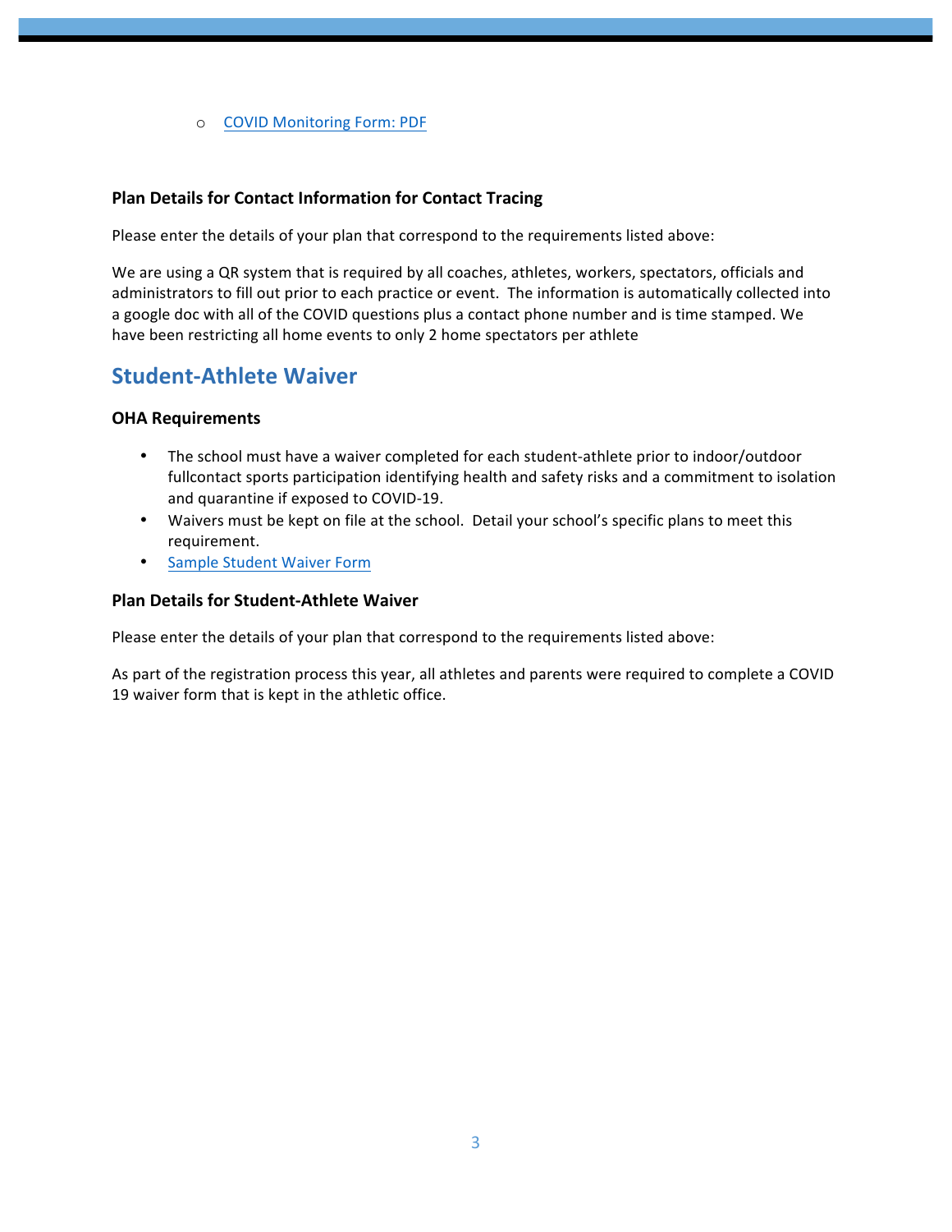- COVID Monitoring Form: PDF

### Plan Details for Contact Information for Contact Tracing

Please enter the details of your plan that correspond to the requirements listed above:

We are using a QR system that is required by all coaches, athletes, workers, spectators, officials and administrators to fill out prior to each practice or event. The information is automatically collected into a google doc with all of the COVID questions plus a contact phone number and is time stamped. We have been restricting all home events to only 2 home spectators per athlete

## Student-Athlete Waiver

### OHA Requirements

- The school must have a waiver completed for each student-athlete prior to indoor/outdoor fullcontact sports participation identifying health and safety risks and a commitment to isolation and quarantine if exposed to COVID-19.
- Waivers must be kept on file at the school. Detail your school's specific plans to meet this requirement.
- Sample Student Waiver Form

### Plan Details for Student-Athlete Waiver

Please enter the details of your plan that correspond to the requirements listed above:

As part of the registration process this year, all athletes and parents were required to complete a COVID 19 waiver form that is kept in the athletic office.